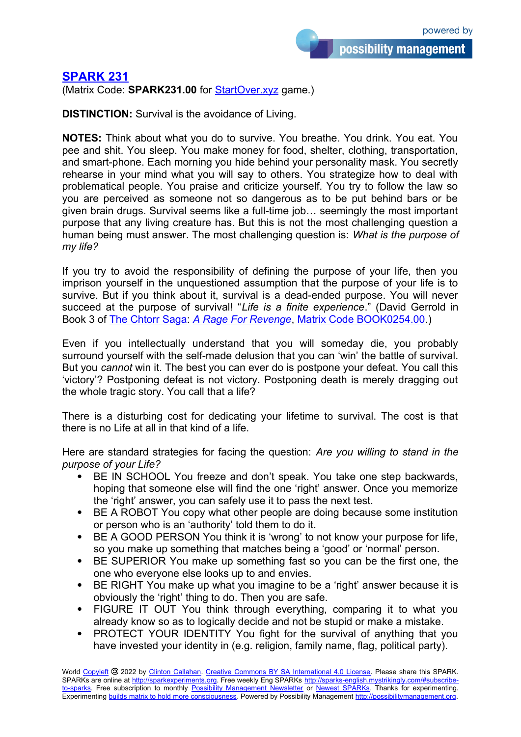# SPARK 231

(Matrix Code: **SPARK231.00** for StartOver.xyz game.)

**DISTINCTION:** Survival is the avoidance of Living.

**NOTES:** Think about what you do to survive. You breathe. You drink. You eat. You pee and shit. You sleep. You make money for food, shelter, clothing, transportation, and smart-phone. Each morning you hide behind your personality mask. You secretly rehearse in your mind what you will say to others. You strategize how to deal with problematical people. You praise and criticize yourself. You try to follow the law so you are perceived as someone not so dangerous as to be put behind bars or be given brain drugs. Survival seems like a full-time job… seemingly the most important purpose that any living creature has. But this is not the most challenging question a human being must answer. The most challenging question is: *What is the purpose of my life?*

If you try to avoid the responsibility of defining the purpose of your life, then you imprison yourself in the unquestioned assumption that the purpose of your life is to survive. But if you think about it, survival is a dead-ended purpose. You will never succeed at the purpose of survival! "*Life is a finite experience*." (David Gerrold in Book 3 of The Chtorr Saga: *A Rage For Revenge*, Matrix Code BOOK0254.00.)

Even if you intellectually understand that you will someday die, you probably surround yourself with the self-made delusion that you can 'win' the battle of survival. But you *cannot* win it. The best you can ever do is postpone your defeat. You call this 'victory'? Postponing defeat is not victory. Postponing death is merely dragging out the whole tragic story. You call that a life?

There is a disturbing cost for dedicating your lifetime to survival. The cost is that there is no Life at all in that kind of a life.

Here are standard strategies for facing the question: *Are you willing to stand in the purpose of your Life?*

- BE IN SCHOOL You freeze and don't speak. You take one step backwards, hoping that someone else will find the one 'right' answer. Once you memorize the 'right' answer, you can safely use it to pass the next test.
- BE A ROBOT You copy what other people are doing because some institution or person who is an 'authority' told them to do it.
- BE A GOOD PERSON You think it is 'wrong' to not know your purpose for life, so you make up something that matches being a 'good' or 'normal' person.
- BE SUPERIOR You make up something fast so you can be the first one, the one who everyone else looks up to and envies.
- BE RIGHT You make up what you imagine to be a 'right' answer because it is obviously the 'right' thing to do. Then you are safe.
- FIGURE IT OUT You think through everything, comparing it to what you already know so as to logically decide and not be stupid or make a mistake.
- PROTECT YOUR IDENTITY You fight for the survival of anything that you have invested your identity in (e.g. religion, family name, flag, political party).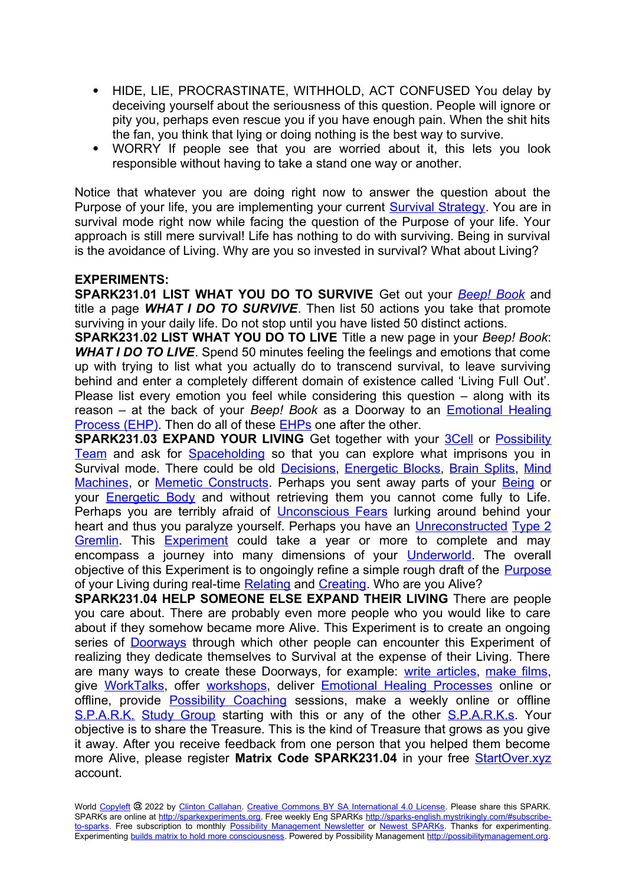- HIDE, LIE, PROCRASTINATE, WITHHOLD, ACT CONFUSED You delay by deceiving yourself about the seriousness of this question. People will ignore or pity you, perhaps even rescue you if you have enough pain. When the shit hits the fan, you think that lying or doing nothing is the best way to survive.
- WORRY If people see that you are worried about it, this lets you look responsible without having to take a stand one way or another.

Notice that whatever you are doing right now to answer the question about the Purpose of your life, you are implementing your current Survival Strategy. You are in survival mode right now while facing the question of the Purpose of your life. Your approach is still mere survival! Life has nothing to do with surviving. Being in survival is the avoidance of Living. Why are you so invested in survival? What about Living?

**EXPERIMENTS:**

**SPARK231.01 LIST WHAT YOU DO TO SURVIVE** Get out your *Beep! Book* and title a page ***WHAT I DO TO SURVIVE***. Then list 50 actions you take that promote surviving in your daily life. Do not stop until you have listed 50 distinct actions.

**SPARK231.02 LIST WHAT YOU DO TO LIVE** Title a new page in your *Beep! Book*: ***WHAT I DO TO LIVE***. Spend 50 minutes feeling the feelings and emotions that come up with trying to list what you actually do to transcend survival, to leave surviving behind and enter a completely different domain of existence called 'Living Full Out'. Please list every emotion you feel while considering this question – along with its reason – at the back of your *Beep! Book* as a Doorway to an Emotional Healing Process (EHP). Then do all of these EHPs one after the other.

**SPARK231.03 EXPAND YOUR LIVING** Get together with your 3Cell or Possibility Team and ask for Spaceholding so that you can explore what imprisons you in Survival mode. There could be old Decisions, Energetic Blocks, Brain Splits, Mind Machines, or Memetic Constructs. Perhaps you sent away parts of your Being or your Energetic Body and without retrieving them you cannot come fully to Life. Perhaps you are terribly afraid of Unconscious Fears lurking around behind your heart and thus you paralyze yourself. Perhaps you have an Unreconstructed Type 2 Gremlin. This Experiment could take a year or more to complete and may encompass a journey into many dimensions of your Underworld. The overall objective of this Experiment is to ongoingly refine a simple rough draft of the Purpose of your Living during real-time Relating and Creating. Who are you Alive?

**SPARK231.04 HELP SOMEONE ELSE EXPAND THEIR LIVING** There are people you care about. There are probably even more people who you would like to care about if they somehow became more Alive. This Experiment is to create an ongoing series of Doorways through which other people can encounter this Experiment of realizing they dedicate themselves to Survival at the expense of their Living. There are many ways to create these Doorways, for example: write articles, make films, give WorkTalks, offer workshops, deliver Emotional Healing Processes online or offline, provide Possibility Coaching sessions, make a weekly online or offline S.P.A.R.K. Study Group starting with this or any of the other S.P.A.R.K.s. Your objective is to share the Treasure. This is the kind of Treasure that grows as you give it away. After you receive feedback from one person that you helped them become more Alive, please register **Matrix Code SPARK231.04** in your free StartOver.xyz account.

World Copyleft 🄯 2022 by Clinton Callahan. Creative Commons BY SA International 4.0 License. Please share this SPARK. SPARKs are online at http://sparkexperiments.org. Free weekly Eng SPARKs http://sparks-english.mystrikingly.com/#subscribe-to-sparks. Free subscription to monthly Possibility Management Newsletter or Newest SPARKs. Thanks for experimenting. Experimenting builds matrix to hold more consciousness. Powered by Possibility Management http://possibilitymanagement.org.